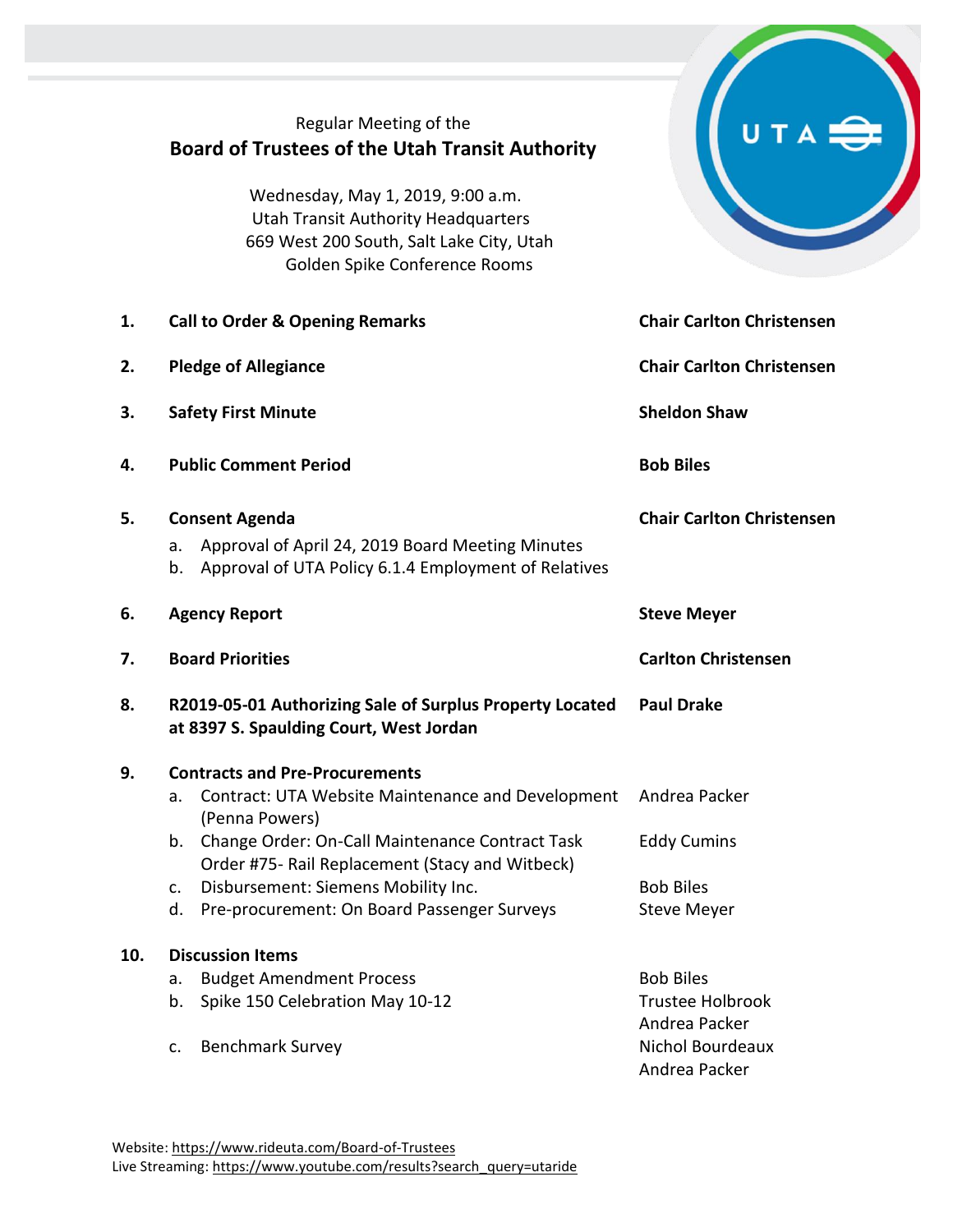Regular Meeting of the

# Board of Trustees of the Utah Transit Authority

Wednesday, May 1, 2019, 9:00 a.m.
Utah Transit Authority Headquarters
669 West 200 South, Salt Lake City, Utah
Golden Spike Conference Rooms

| | | |
|---|---|---|
| **1.** | **Call to Order & Opening Remarks** | **Chair Carlton Christensen** |
| **2.** | **Pledge of Allegiance** | **Chair Carlton Christensen** |
| **3.** | **Safety First Minute** | **Sheldon Shaw** |
| **4.** | **Public Comment Period** | **Bob Biles** |
| **5.** | **Consent Agenda**<br>a. Approval of April 24, 2019 Board Meeting Minutes<br>b. Approval of UTA Policy 6.1.4 Employment of Relatives | **Chair Carlton Christensen** |
| **6.** | **Agency Report** | **Steve Meyer** |
| **7.** | **Board Priorities** | **Carlton Christensen** |
| **8.** | **R2019-05-01 Authorizing Sale of Surplus Property Located at 8397 S. Spaulding Court, West Jordan** | **Paul Drake** |
| **9.** | **Contracts and Pre-Procurements** | |
| | a. Contract: UTA Website Maintenance and Development (Penna Powers) | Andrea Packer |
| | b. Change Order: On-Call Maintenance Contract Task Order #75- Rail Replacement (Stacy and Witbeck) | Eddy Cumins |
| | c. Disbursement: Siemens Mobility Inc. | Bob Biles |
| | d. Pre-procurement: On Board Passenger Surveys | Steve Meyer |
| **10.** | **Discussion Items** | |
| | a. Budget Amendment Process | Bob Biles |
| | b. Spike 150 Celebration May 10-12 | Trustee Holbrook<br>Andrea Packer |
| | c. Benchmark Survey | Nichol Bourdeaux<br>Andrea Packer |

Website: https://www.rideuta.com/Board-of-Trustees
Live Streaming: https://www.youtube.com/results?search_query=utaride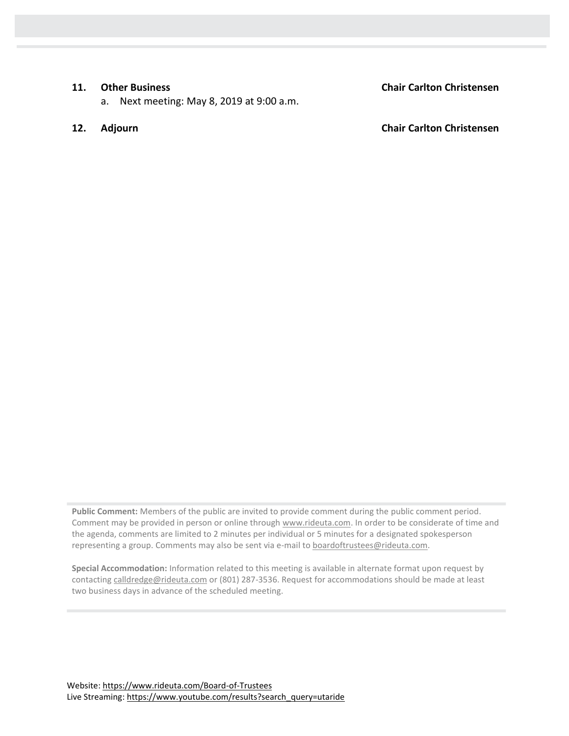**11. Other Business** **Chair Carlton Christensen**

a. Next meeting: May 8, 2019 at 9:00 a.m.

**12. Adjourn** **Chair Carlton Christensen**

**Public Comment:** Members of the public are invited to provide comment during the public comment period. Comment may be provided in person or online through www.rideuta.com. In order to be considerate of time and the agenda, comments are limited to 2 minutes per individual or 5 minutes for a designated spokesperson representing a group. Comments may also be sent via e-mail to boardoftrustees@rideuta.com.

**Special Accommodation:** Information related to this meeting is available in alternate format upon request by contacting calldredge@rideuta.com or (801) 287-3536. Request for accommodations should be made at least two business days in advance of the scheduled meeting.

Website: https://www.rideuta.com/Board-of-Trustees
Live Streaming: https://www.youtube.com/results?search_query=utaride